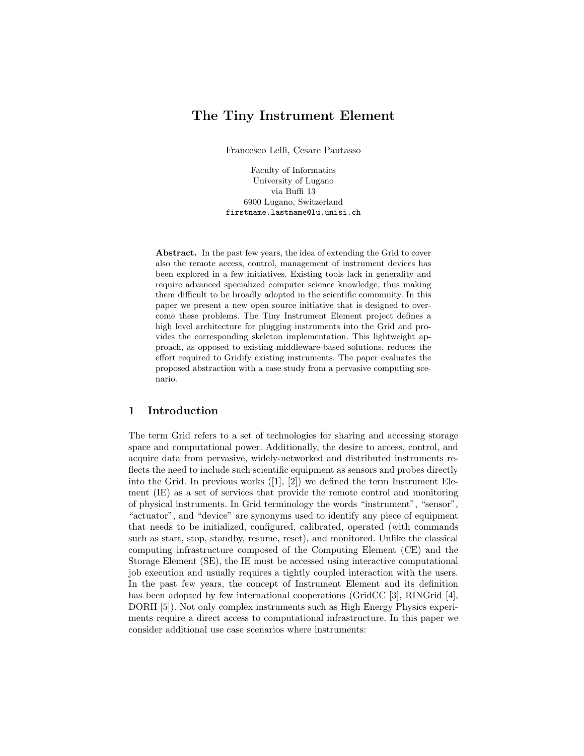# The Tiny Instrument Element

Francesco Lelli, Cesare Pautasso

Faculty of Informatics
University of Lugano
via Buffi 13
6900 Lugano, Switzerland
firstname.lastname@lu.unisi.ch

**Abstract.** In the past few years, the idea of extending the Grid to cover also the remote access, control, management of instrument devices has been explored in a few initiatives. Existing tools lack in generality and require advanced specialized computer science knowledge, thus making them difficult to be broadly adopted in the scientific community. In this paper we present a new open source initiative that is designed to overcome these problems. The Tiny Instrument Element project defines a high level architecture for plugging instruments into the Grid and provides the corresponding skeleton implementation. This lightweight approach, as opposed to existing middleware-based solutions, reduces the effort required to Gridify existing instruments. The paper evaluates the proposed abstraction with a case study from a pervasive computing scenario.

## 1 Introduction

The term Grid refers to a set of technologies for sharing and accessing storage space and computational power. Additionally, the desire to access, control, and acquire data from pervasive, widely-networked and distributed instruments reflects the need to include such scientific equipment as sensors and probes directly into the Grid. In previous works ([1], [2]) we defined the term Instrument Element (IE) as a set of services that provide the remote control and monitoring of physical instruments. In Grid terminology the words "instrument", "sensor", "actuator", and "device" are synonyms used to identify any piece of equipment that needs to be initialized, configured, calibrated, operated (with commands such as start, stop, standby, resume, reset), and monitored. Unlike the classical computing infrastructure composed of the Computing Element (CE) and the Storage Element (SE), the IE must be accessed using interactive computational job execution and usually requires a tightly coupled interaction with the users. In the past few years, the concept of Instrument Element and its definition has been adopted by few international cooperations (GridCC [3], RINGrid [4], DORII [5]). Not only complex instruments such as High Energy Physics experiments require a direct access to computational infrastructure. In this paper we consider additional use case scenarios where instruments: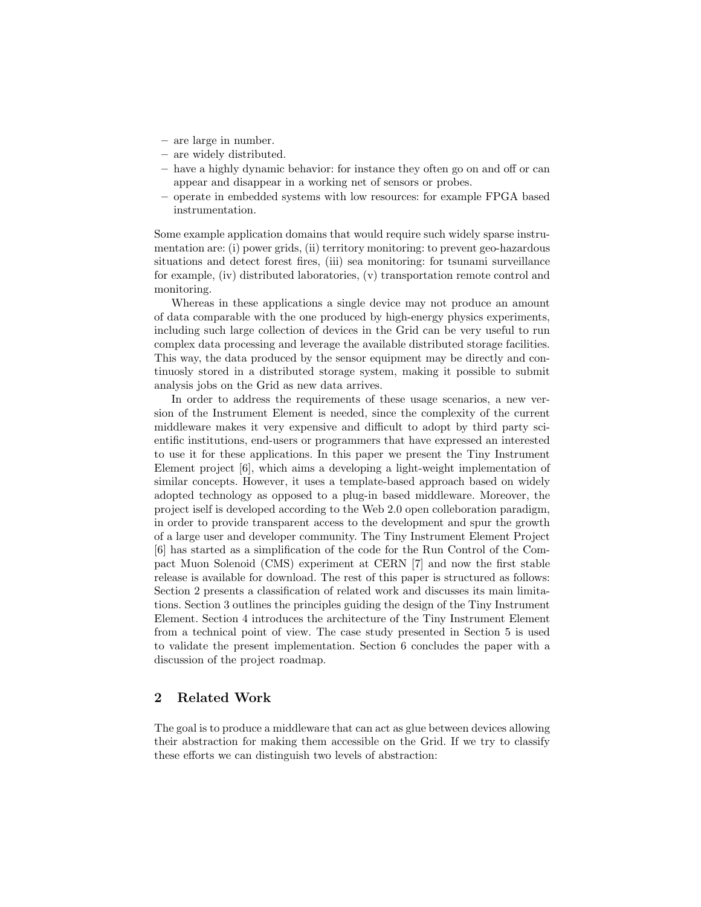- are large in number.
- are widely distributed.
- have a highly dynamic behavior: for instance they often go on and off or can appear and disappear in a working net of sensors or probes.
- operate in embedded systems with low resources: for example FPGA based instrumentation.

Some example application domains that would require such widely sparse instrumentation are: (i) power grids, (ii) territory monitoring: to prevent geo-hazardous situations and detect forest fires, (iii) sea monitoring: for tsunami surveillance for example, (iv) distributed laboratories, (v) transportation remote control and monitoring.

Whereas in these applications a single device may not produce an amount of data comparable with the one produced by high-energy physics experiments, including such large collection of devices in the Grid can be very useful to run complex data processing and leverage the available distributed storage facilities. This way, the data produced by the sensor equipment may be directly and continuosly stored in a distributed storage system, making it possible to submit analysis jobs on the Grid as new data arrives.

In order to address the requirements of these usage scenarios, a new version of the Instrument Element is needed, since the complexity of the current middleware makes it very expensive and difficult to adopt by third party scientific institutions, end-users or programmers that have expressed an interested to use it for these applications. In this paper we present the Tiny Instrument Element project [6], which aims a developing a light-weight implementation of similar concepts. However, it uses a template-based approach based on widely adopted technology as opposed to a plug-in based middleware. Moreover, the project iself is developed according to the Web 2.0 open colleboration paradigm, in order to provide transparent access to the development and spur the growth of a large user and developer community. The Tiny Instrument Element Project [6] has started as a simplification of the code for the Run Control of the Compact Muon Solenoid (CMS) experiment at CERN [7] and now the first stable release is available for download. The rest of this paper is structured as follows: Section 2 presents a classification of related work and discusses its main limitations. Section 3 outlines the principles guiding the design of the Tiny Instrument Element. Section 4 introduces the architecture of the Tiny Instrument Element from a technical point of view. The case study presented in Section 5 is used to validate the present implementation. Section 6 concludes the paper with a discussion of the project roadmap.

## 2 Related Work

The goal is to produce a middleware that can act as glue between devices allowing their abstraction for making them accessible on the Grid. If we try to classify these efforts we can distinguish two levels of abstraction: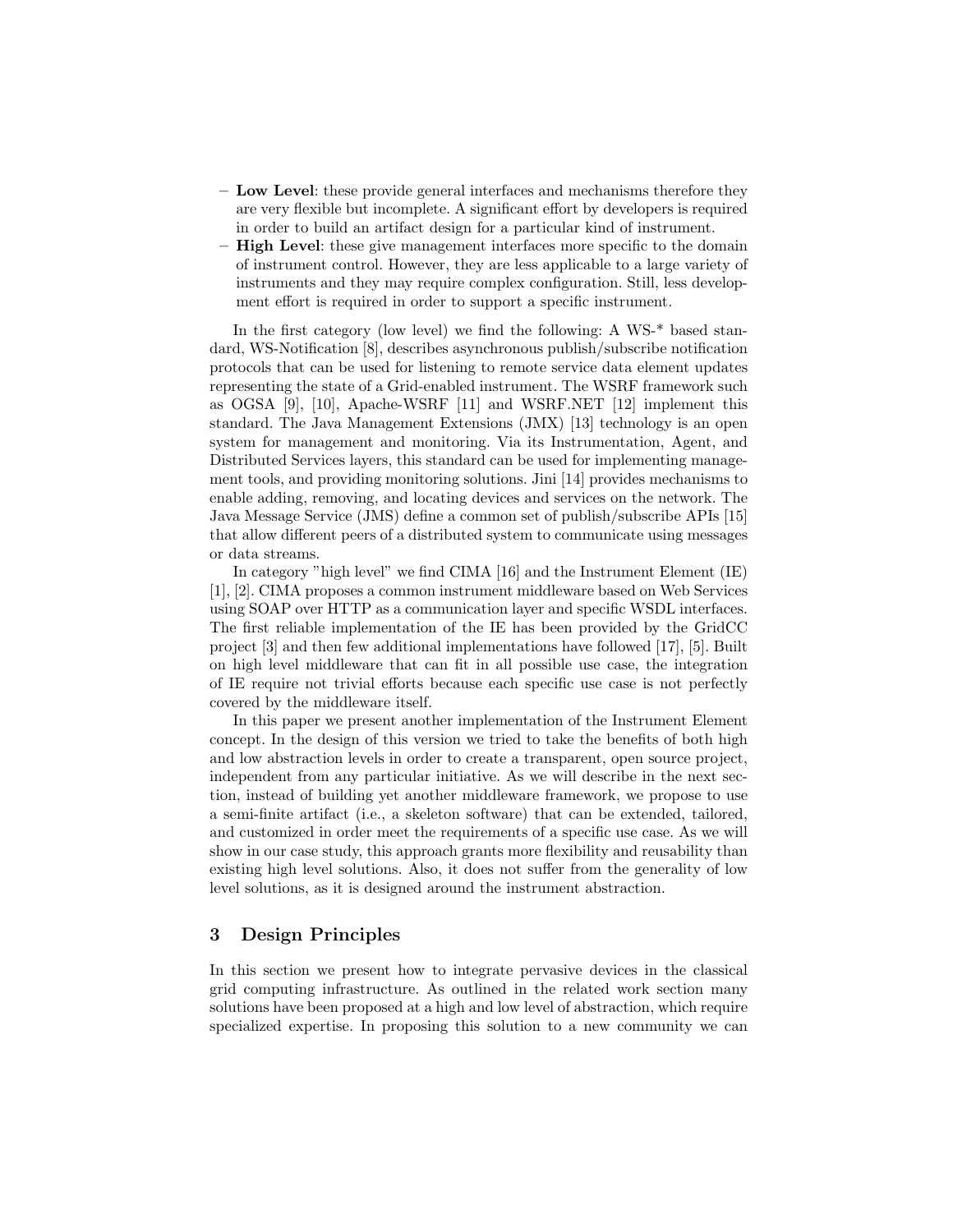- **Low Level**: these provide general interfaces and mechanisms therefore they are very flexible but incomplete. A significant effort by developers is required in order to build an artifact design for a particular kind of instrument.
- **High Level**: these give management interfaces more specific to the domain of instrument control. However, they are less applicable to a large variety of instruments and they may require complex configuration. Still, less development effort is required in order to support a specific instrument.

In the first category (low level) we find the following: A WS-* based standard, WS-Notification [8], describes asynchronous publish/subscribe notification protocols that can be used for listening to remote service data element updates representing the state of a Grid-enabled instrument. The WSRF framework such as OGSA [9], [10], Apache-WSRF [11] and WSRF.NET [12] implement this standard. The Java Management Extensions (JMX) [13] technology is an open system for management and monitoring. Via its Instrumentation, Agent, and Distributed Services layers, this standard can be used for implementing management tools, and providing monitoring solutions. Jini [14] provides mechanisms to enable adding, removing, and locating devices and services on the network. The Java Message Service (JMS) define a common set of publish/subscribe APIs [15] that allow different peers of a distributed system to communicate using messages or data streams.

In category "high level" we find CIMA [16] and the Instrument Element (IE) [1], [2]. CIMA proposes a common instrument middleware based on Web Services using SOAP over HTTP as a communication layer and specific WSDL interfaces. The first reliable implementation of the IE has been provided by the GridCC project [3] and then few additional implementations have followed [17], [5]. Built on high level middleware that can fit in all possible use case, the integration of IE require not trivial efforts because each specific use case is not perfectly covered by the middleware itself.

In this paper we present another implementation of the Instrument Element concept. In the design of this version we tried to take the benefits of both high and low abstraction levels in order to create a transparent, open source project, independent from any particular initiative. As we will describe in the next section, instead of building yet another middleware framework, we propose to use a semi-finite artifact (i.e., a skeleton software) that can be extended, tailored, and customized in order meet the requirements of a specific use case. As we will show in our case study, this approach grants more flexibility and reusability than existing high level solutions. Also, it does not suffer from the generality of low level solutions, as it is designed around the instrument abstraction.

## 3 Design Principles

In this section we present how to integrate pervasive devices in the classical grid computing infrastructure. As outlined in the related work section many solutions have been proposed at a high and low level of abstraction, which require specialized expertise. In proposing this solution to a new community we can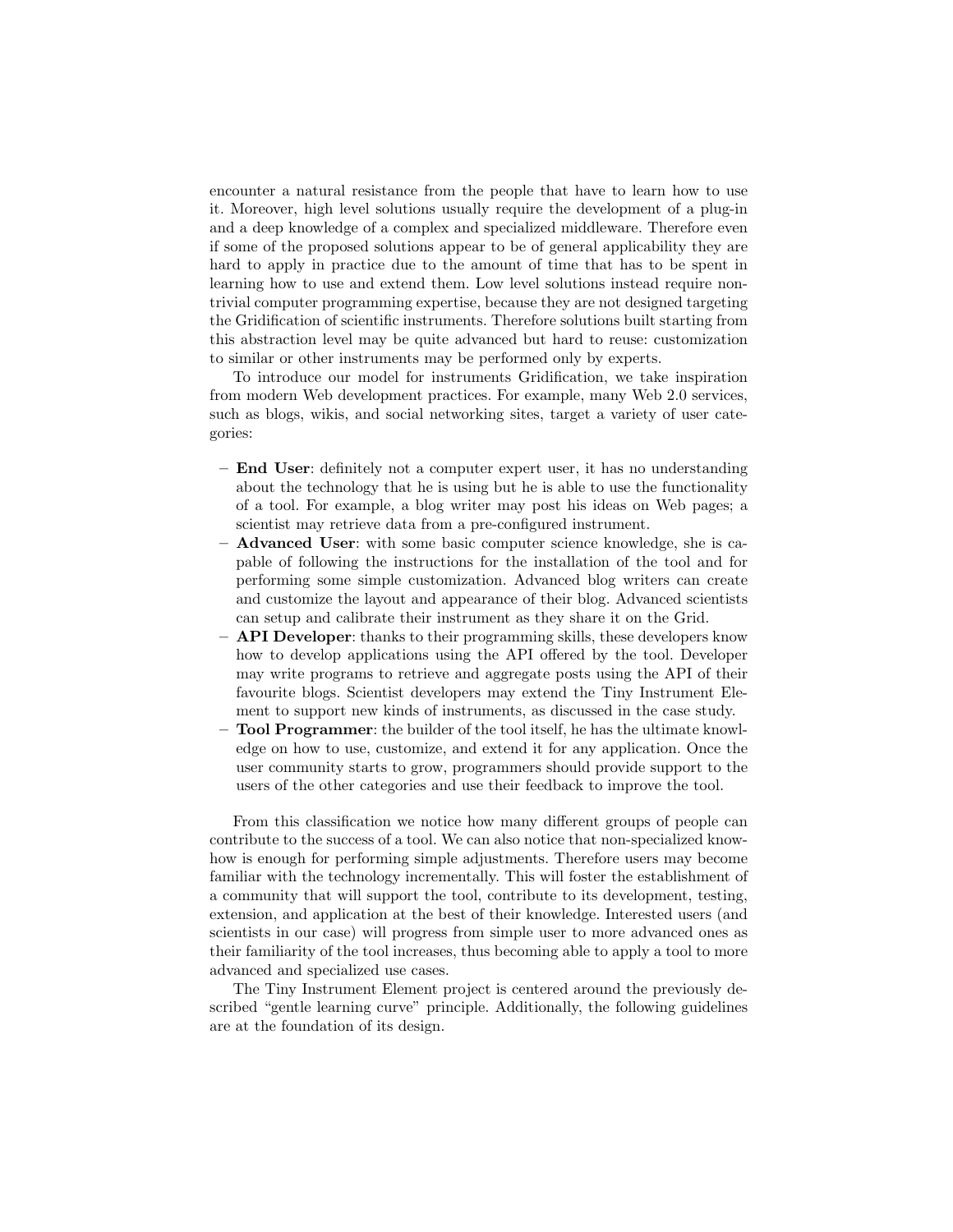encounter a natural resistance from the people that have to learn how to use it. Moreover, high level solutions usually require the development of a plug-in and a deep knowledge of a complex and specialized middleware. Therefore even if some of the proposed solutions appear to be of general applicability they are hard to apply in practice due to the amount of time that has to be spent in learning how to use and extend them. Low level solutions instead require non-trivial computer programming expertise, because they are not designed targeting the Gridification of scientific instruments. Therefore solutions built starting from this abstraction level may be quite advanced but hard to reuse: customization to similar or other instruments may be performed only by experts.

To introduce our model for instruments Gridification, we take inspiration from modern Web development practices. For example, many Web 2.0 services, such as blogs, wikis, and social networking sites, target a variety of user categories:

- **End User**: definitely not a computer expert user, it has no understanding about the technology that he is using but he is able to use the functionality of a tool. For example, a blog writer may post his ideas on Web pages; a scientist may retrieve data from a pre-configured instrument.
- **Advanced User**: with some basic computer science knowledge, she is capable of following the instructions for the installation of the tool and for performing some simple customization. Advanced blog writers can create and customize the layout and appearance of their blog. Advanced scientists can setup and calibrate their instrument as they share it on the Grid.
- **API Developer**: thanks to their programming skills, these developers know how to develop applications using the API offered by the tool. Developer may write programs to retrieve and aggregate posts using the API of their favourite blogs. Scientist developers may extend the Tiny Instrument Element to support new kinds of instruments, as discussed in the case study.
- **Tool Programmer**: the builder of the tool itself, he has the ultimate knowledge on how to use, customize, and extend it for any application. Once the user community starts to grow, programmers should provide support to the users of the other categories and use their feedback to improve the tool.

From this classification we notice how many different groups of people can contribute to the success of a tool. We can also notice that non-specialized know-how is enough for performing simple adjustments. Therefore users may become familiar with the technology incrementally. This will foster the establishment of a community that will support the tool, contribute to its development, testing, extension, and application at the best of their knowledge. Interested users (and scientists in our case) will progress from simple user to more advanced ones as their familiarity of the tool increases, thus becoming able to apply a tool to more advanced and specialized use cases.

The Tiny Instrument Element project is centered around the previously described "gentle learning curve" principle. Additionally, the following guidelines are at the foundation of its design.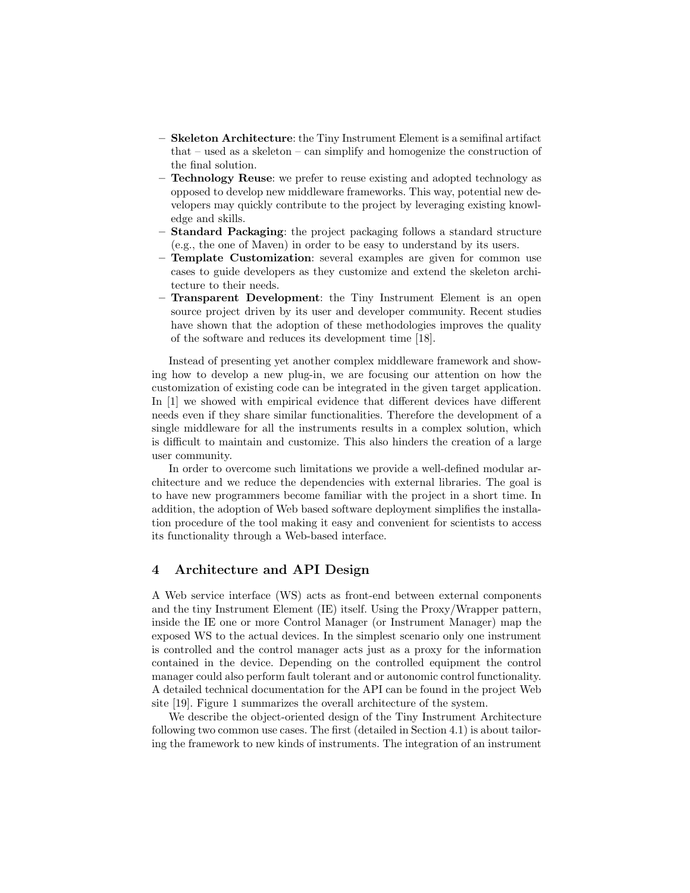- **Skeleton Architecture**: the Tiny Instrument Element is a semifinal artifact that – used as a skeleton – can simplify and homogenize the construction of the final solution.
- **Technology Reuse**: we prefer to reuse existing and adopted technology as opposed to develop new middleware frameworks. This way, potential new developers may quickly contribute to the project by leveraging existing knowledge and skills.
- **Standard Packaging**: the project packaging follows a standard structure (e.g., the one of Maven) in order to be easy to understand by its users.
- **Template Customization**: several examples are given for common use cases to guide developers as they customize and extend the skeleton architecture to their needs.
- **Transparent Development**: the Tiny Instrument Element is an open source project driven by its user and developer community. Recent studies have shown that the adoption of these methodologies improves the quality of the software and reduces its development time [18].

Instead of presenting yet another complex middleware framework and showing how to develop a new plug-in, we are focusing our attention on how the customization of existing code can be integrated in the given target application. In [1] we showed with empirical evidence that different devices have different needs even if they share similar functionalities. Therefore the development of a single middleware for all the instruments results in a complex solution, which is difficult to maintain and customize. This also hinders the creation of a large user community.

In order to overcome such limitations we provide a well-defined modular architecture and we reduce the dependencies with external libraries. The goal is to have new programmers become familiar with the project in a short time. In addition, the adoption of Web based software deployment simplifies the installation procedure of the tool making it easy and convenient for scientists to access its functionality through a Web-based interface.

## 4 Architecture and API Design

A Web service interface (WS) acts as front-end between external components and the tiny Instrument Element (IE) itself. Using the Proxy/Wrapper pattern, inside the IE one or more Control Manager (or Instrument Manager) map the exposed WS to the actual devices. In the simplest scenario only one instrument is controlled and the control manager acts just as a proxy for the information contained in the device. Depending on the controlled equipment the control manager could also perform fault tolerant and or autonomic control functionality. A detailed technical documentation for the API can be found in the project Web site [19]. Figure 1 summarizes the overall architecture of the system.

We describe the object-oriented design of the Tiny Instrument Architecture following two common use cases. The first (detailed in Section 4.1) is about tailoring the framework to new kinds of instruments. The integration of an instrument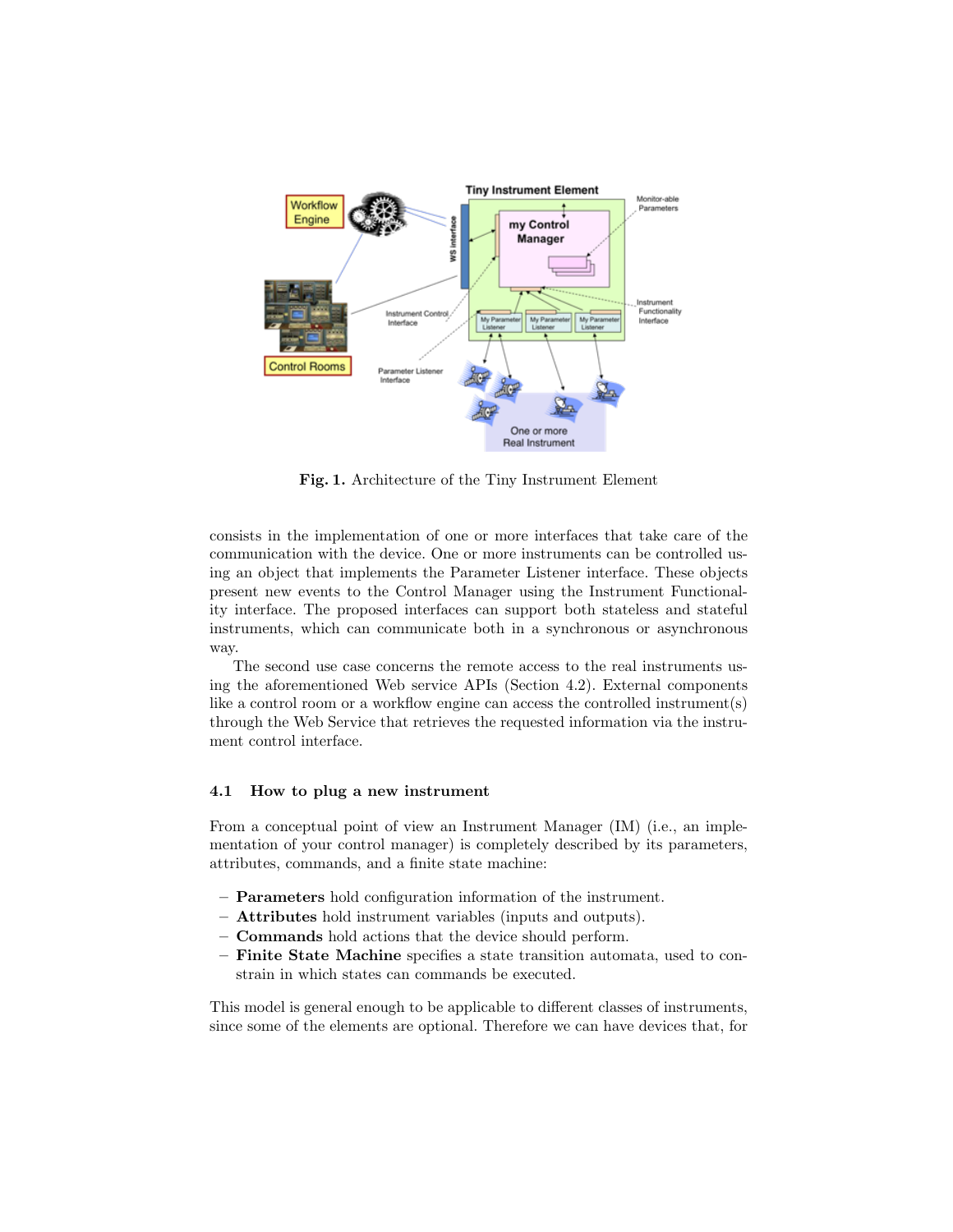**Fig. 1.** Architecture of the Tiny Instrument Element

consists in the implementation of one or more interfaces that take care of the communication with the device. One or more instruments can be controlled using an object that implements the Parameter Listener interface. These objects present new events to the Control Manager using the Instrument Functionality interface. The proposed interfaces can support both stateless and stateful instruments, which can communicate both in a synchronous or asynchronous way.

The second use case concerns the remote access to the real instruments using the aforementioned Web service APIs (Section 4.2). External components like a control room or a workflow engine can access the controlled instrument(s) through the Web Service that retrieves the requested information via the instrument control interface.

### 4.1 How to plug a new instrument

From a conceptual point of view an Instrument Manager (IM) (i.e., an implementation of your control manager) is completely described by its parameters, attributes, commands, and a finite state machine:

- **Parameters** hold configuration information of the instrument.
- **Attributes** hold instrument variables (inputs and outputs).
- **Commands** hold actions that the device should perform.
- **Finite State Machine** specifies a state transition automata, used to constrain in which states can commands be executed.

This model is general enough to be applicable to different classes of instruments, since some of the elements are optional. Therefore we can have devices that, for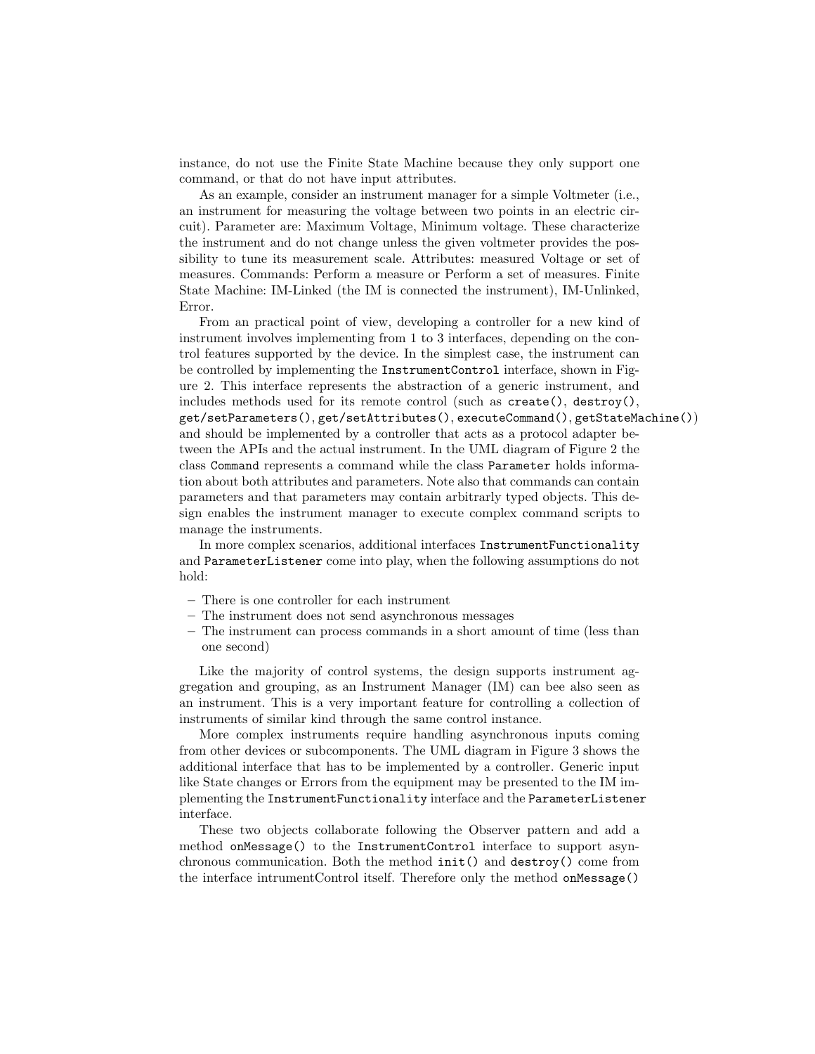instance, do not use the Finite State Machine because they only support one command, or that do not have input attributes.

As an example, consider an instrument manager for a simple Voltmeter (i.e., an instrument for measuring the voltage between two points in an electric circuit). Parameter are: Maximum Voltage, Minimum voltage. These characterize the instrument and do not change unless the given voltmeter provides the possibility to tune its measurement scale. Attributes: measured Voltage or set of measures. Commands: Perform a measure or Perform a set of measures. Finite State Machine: IM-Linked (the IM is connected the instrument), IM-Unlinked, Error.

From an practical point of view, developing a controller for a new kind of instrument involves implementing from 1 to 3 interfaces, depending on the control features supported by the device. In the simplest case, the instrument can be controlled by implementing the `InstrumentControl` interface, shown in Figure 2. This interface represents the abstraction of a generic instrument, and includes methods used for its remote control (such as `create()`, `destroy()`, `get/setParameters()`, `get/setAttributes()`, `executeCommand()`, `getStateMachine()`) and should be implemented by a controller that acts as a protocol adapter between the APIs and the actual instrument. In the UML diagram of Figure 2 the class `Command` represents a command while the class `Parameter` holds information about both attributes and parameters. Note also that commands can contain parameters and that parameters may contain arbitrarly typed objects. This design enables the instrument manager to execute complex command scripts to manage the instruments.

In more complex scenarios, additional interfaces `InstrumentFunctionality` and `ParameterListener` come into play, when the following assumptions do not hold:

- There is one controller for each instrument
- The instrument does not send asynchronous messages
- The instrument can process commands in a short amount of time (less than one second)

Like the majority of control systems, the design supports instrument aggregation and grouping, as an Instrument Manager (IM) can bee also seen as an instrument. This is a very important feature for controlling a collection of instruments of similar kind through the same control instance.

More complex instruments require handling asynchronous inputs coming from other devices or subcomponents. The UML diagram in Figure 3 shows the additional interface that has to be implemented by a controller. Generic input like State changes or Errors from the equipment may be presented to the IM implementing the `InstrumentFunctionality` interface and the `ParameterListener` interface.

These two objects collaborate following the Observer pattern and add a method `onMessage()` to the `InstrumentControl` interface to support asynchronous communication. Both the method `init()` and `destroy()` come from the interface intrumentControl itself. Therefore only the method `onMessage()`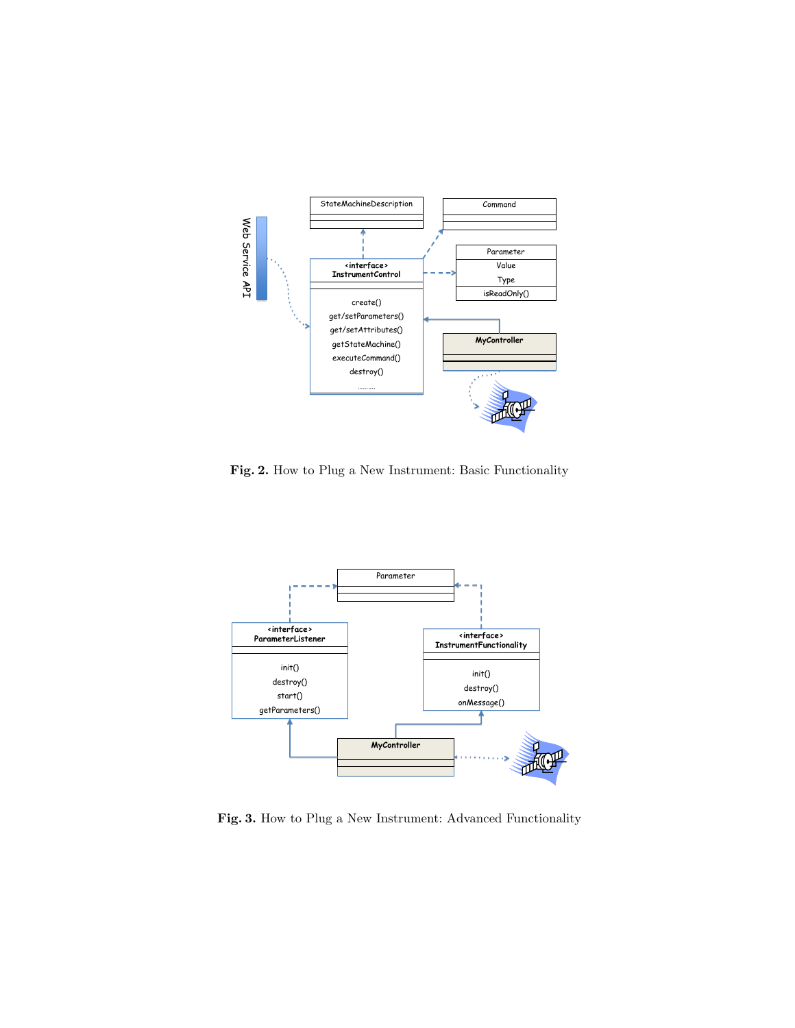Fig. 2. How to Plug a New Instrument: Basic Functionality

Fig. 3. How to Plug a New Instrument: Advanced Functionality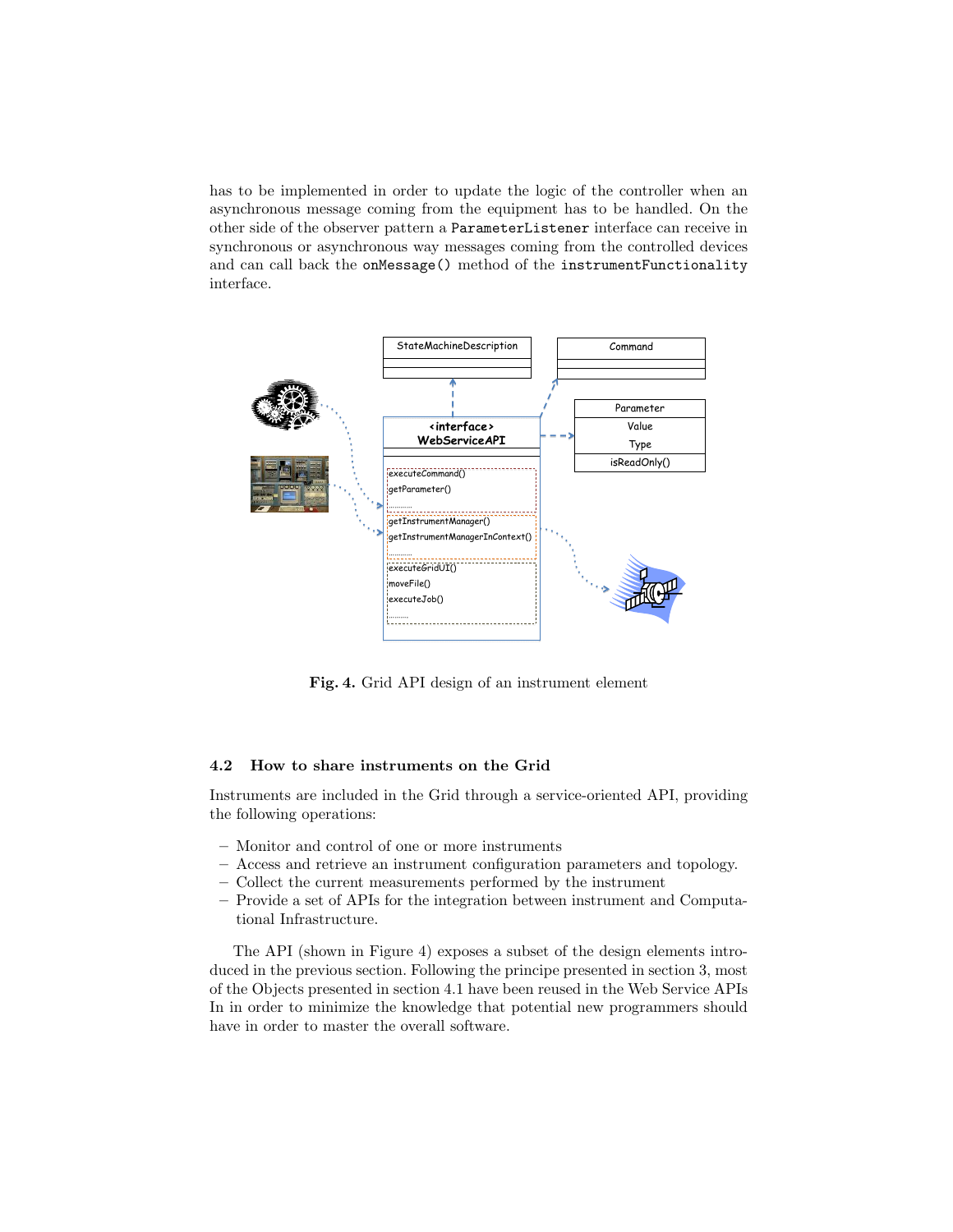has to be implemented in order to update the logic of the controller when an asynchronous message coming from the equipment has to be handled. On the other side of the observer pattern a `ParameterListener` interface can receive in synchronous or asynchronous way messages coming from the controlled devices and can call back the `onMessage()` method of the `instrumentFunctionality` interface.

**Fig. 4.** Grid API design of an instrument element

### 4.2 How to share instruments on the Grid

Instruments are included in the Grid through a service-oriented API, providing the following operations:

- Monitor and control of one or more instruments
- Access and retrieve an instrument configuration parameters and topology.
- Collect the current measurements performed by the instrument
- Provide a set of APIs for the integration between instrument and Computational Infrastructure.

The API (shown in Figure 4) exposes a subset of the design elements introduced in the previous section. Following the principe presented in section 3, most of the Objects presented in section 4.1 have been reused in the Web Service APIs In in order to minimize the knowledge that potential new programmers should have in order to master the overall software.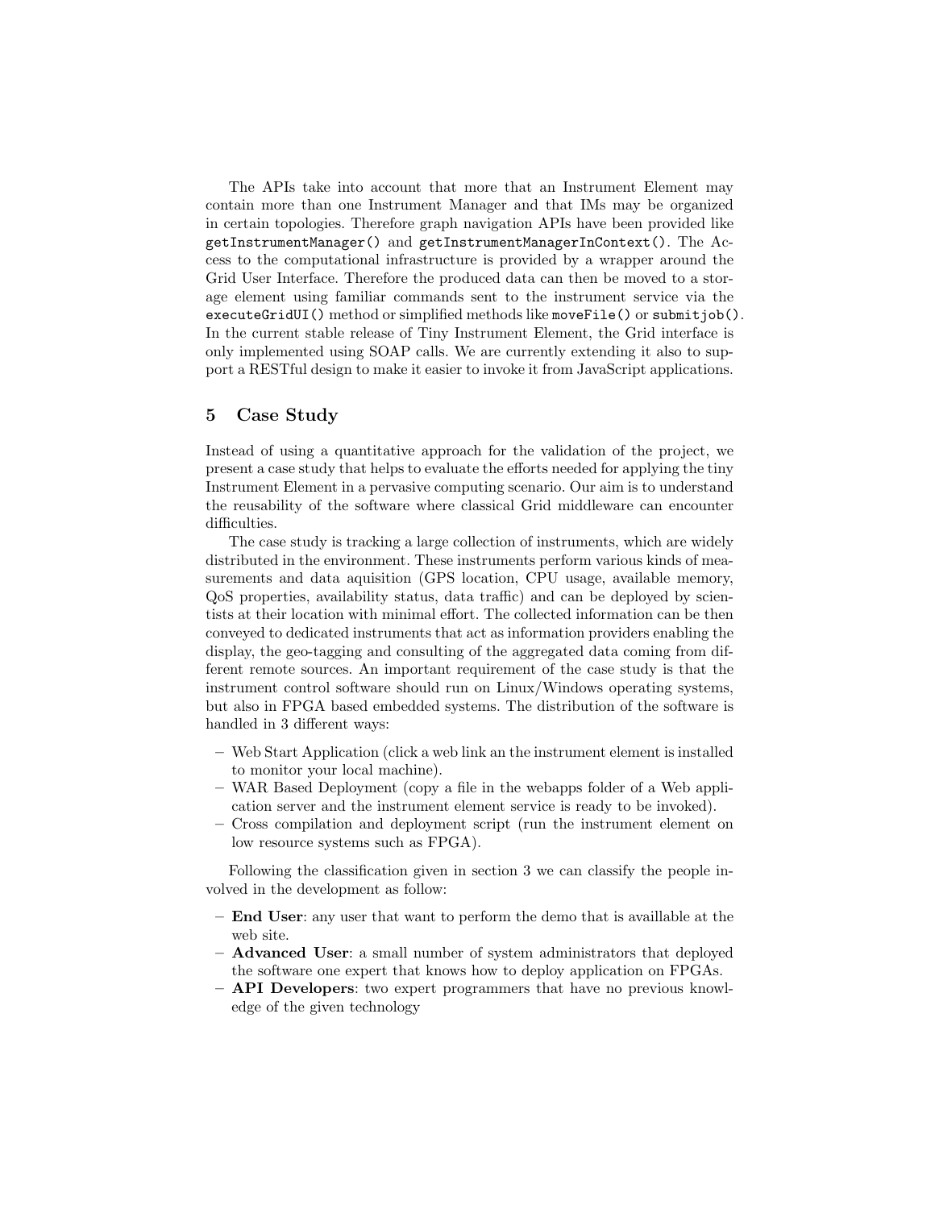The APIs take into account that more that an Instrument Element may contain more than one Instrument Manager and that IMs may be organized in certain topologies. Therefore graph navigation APIs have been provided like `getInstrumentManager()` and `getInstrumentManagerInContext()`. The Access to the computational infrastructure is provided by a wrapper around the Grid User Interface. Therefore the produced data can then be moved to a storage element using familiar commands sent to the instrument service via the `executeGridUI()` method or simplified methods like `moveFile()` or `submitjob()`. In the current stable release of Tiny Instrument Element, the Grid interface is only implemented using SOAP calls. We are currently extending it also to support a RESTful design to make it easier to invoke it from JavaScript applications.

## 5 Case Study

Instead of using a quantitative approach for the validation of the project, we present a case study that helps to evaluate the efforts needed for applying the tiny Instrument Element in a pervasive computing scenario. Our aim is to understand the reusability of the software where classical Grid middleware can encounter difficulties.

The case study is tracking a large collection of instruments, which are widely distributed in the environment. These instruments perform various kinds of measurements and data aquisition (GPS location, CPU usage, available memory, QoS properties, availability status, data traffic) and can be deployed by scientists at their location with minimal effort. The collected information can be then conveyed to dedicated instruments that act as information providers enabling the display, the geo-tagging and consulting of the aggregated data coming from different remote sources. An important requirement of the case study is that the instrument control software should run on Linux/Windows operating systems, but also in FPGA based embedded systems. The distribution of the software is handled in 3 different ways:

- Web Start Application (click a web link an the instrument element is installed to monitor your local machine).
- WAR Based Deployment (copy a file in the webapps folder of a Web application server and the instrument element service is ready to be invoked).
- Cross compilation and deployment script (run the instrument element on low resource systems such as FPGA).

Following the classification given in section 3 we can classify the people involved in the development as follow:

- **End User**: any user that want to perform the demo that is availlable at the web site.
- **Advanced User**: a small number of system administrators that deployed the software one expert that knows how to deploy application on FPGAs.
- **API Developers**: two expert programmers that have no previous knowledge of the given technology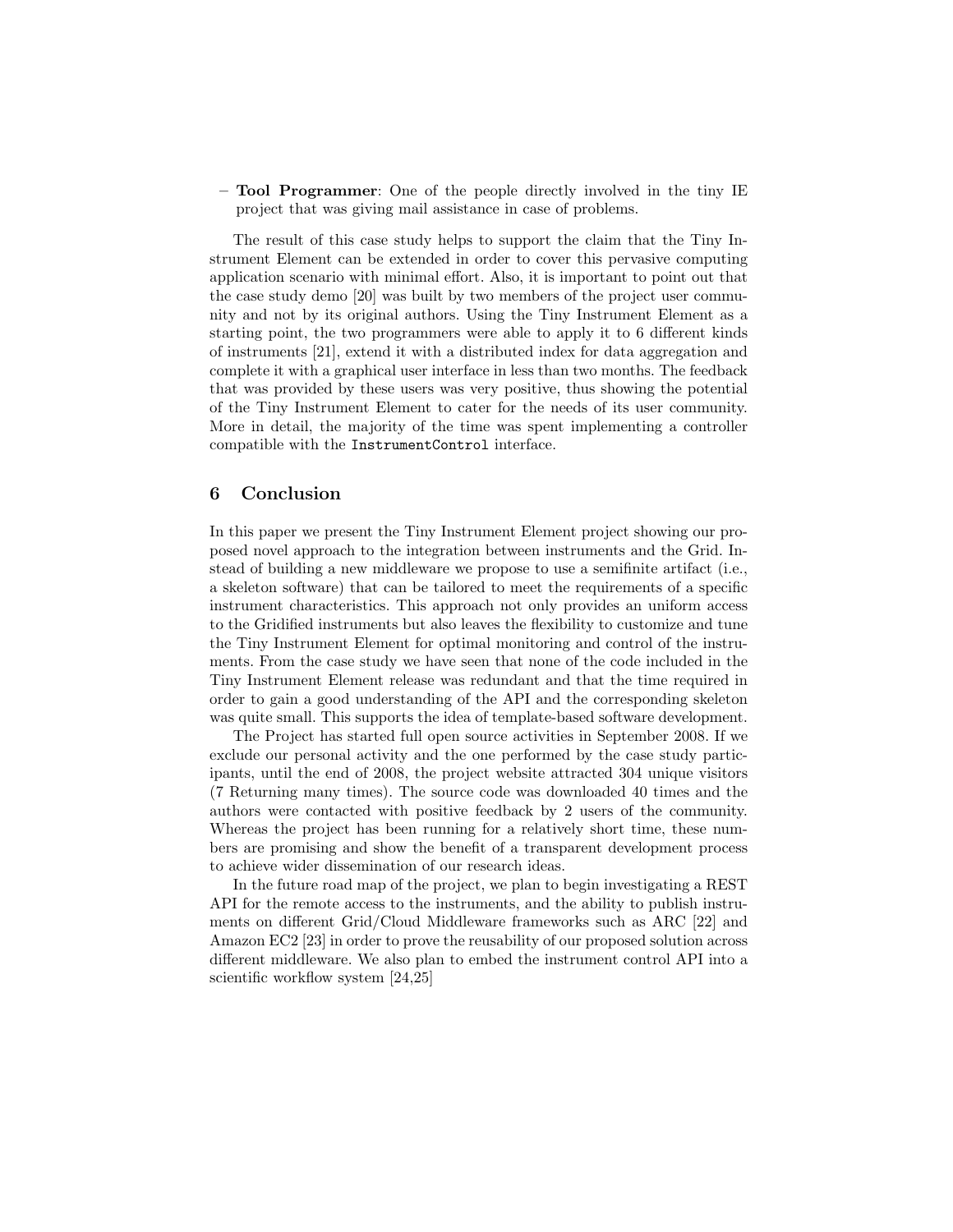- **Tool Programmer**: One of the people directly involved in the tiny IE project that was giving mail assistance in case of problems.

The result of this case study helps to support the claim that the Tiny Instrument Element can be extended in order to cover this pervasive computing application scenario with minimal effort. Also, it is important to point out that the case study demo [20] was built by two members of the project user community and not by its original authors. Using the Tiny Instrument Element as a starting point, the two programmers were able to apply it to 6 different kinds of instruments [21], extend it with a distributed index for data aggregation and complete it with a graphical user interface in less than two months. The feedback that was provided by these users was very positive, thus showing the potential of the Tiny Instrument Element to cater for the needs of its user community. More in detail, the majority of the time was spent implementing a controller compatible with the `InstrumentControl` interface.

## 6 Conclusion

In this paper we present the Tiny Instrument Element project showing our proposed novel approach to the integration between instruments and the Grid. Instead of building a new middleware we propose to use a semifinite artifact (i.e., a skeleton software) that can be tailored to meet the requirements of a specific instrument characteristics. This approach not only provides an uniform access to the Gridified instruments but also leaves the flexibility to customize and tune the Tiny Instrument Element for optimal monitoring and control of the instruments. From the case study we have seen that none of the code included in the Tiny Instrument Element release was redundant and that the time required in order to gain a good understanding of the API and the corresponding skeleton was quite small. This supports the idea of template-based software development.

The Project has started full open source activities in September 2008. If we exclude our personal activity and the one performed by the case study participants, until the end of 2008, the project website attracted 304 unique visitors (7 Returning many times). The source code was downloaded 40 times and the authors were contacted with positive feedback by 2 users of the community. Whereas the project has been running for a relatively short time, these numbers are promising and show the benefit of a transparent development process to achieve wider dissemination of our research ideas.

In the future road map of the project, we plan to begin investigating a REST API for the remote access to the instruments, and the ability to publish instruments on different Grid/Cloud Middleware frameworks such as ARC [22] and Amazon EC2 [23] in order to prove the reusability of our proposed solution across different middleware. We also plan to embed the instrument control API into a scientific workflow system [24,25]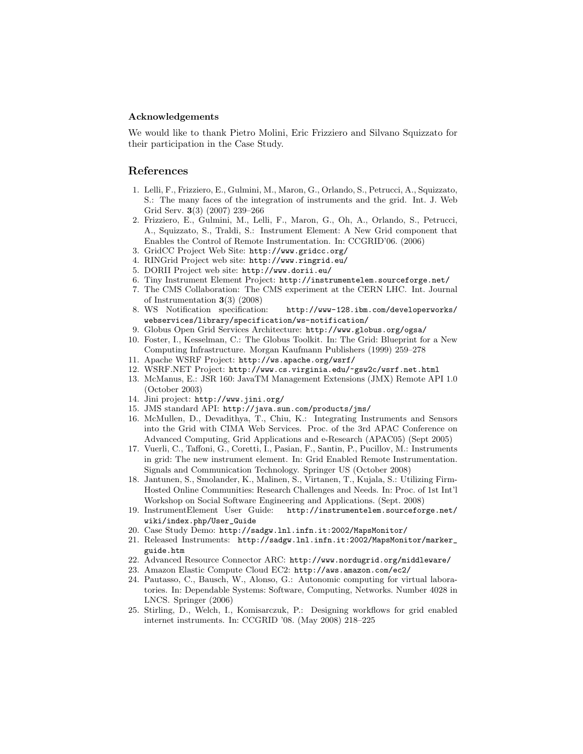### Acknowledgements

We would like to thank Pietro Molini, Eric Frizziero and Silvano Squizzato for their participation in the Case Study.

## References

1. Lelli, F., Frizziero, E., Gulmini, M., Maron, G., Orlando, S., Petrucci, A., Squizzato, S.: The many faces of the integration of instruments and the grid. Int. J. Web Grid Serv. **3**(3) (2007) 239–266
2. Frizziero, E., Gulmini, M., Lelli, F., Maron, G., Oh, A., Orlando, S., Petrucci, A., Squizzato, S., Traldi, S.: Instrument Element: A New Grid component that Enables the Control of Remote Instrumentation. In: CCGRID'06. (2006)
3. GridCC Project Web Site: `http://www.gridcc.org/`
4. RINGrid Project web site: `http://www.ringrid.eu/`
5. DORII Project web site: `http://www.dorii.eu/`
6. Tiny Instrument Element Project: `http://instrumentelem.sourceforge.net/`
7. The CMS Collaboration: The CMS experiment at the CERN LHC. Int. Journal of Instrumentation **3**(3) (2008)
8. WS Notification specification: `http://www-128.ibm.com/developerworks/webservices/library/specification/ws-notification/`
9. Globus Open Grid Services Architecture: `http://www.globus.org/ogsa/`
10. Foster, I., Kesselman, C.: The Globus Toolkit. In: The Grid: Blueprint for a New Computing Infrastructure. Morgan Kaufmann Publishers (1999) 259–278
11. Apache WSRF Project: `http://ws.apache.org/wsrf/`
12. WSRF.NET Project: `http://www.cs.virginia.edu/~gsw2c/wsrf.net.html`
13. McManus, E.: JSR 160: JavaTM Management Extensions (JMX) Remote API 1.0 (October 2003)
14. Jini project: `http://www.jini.org/`
15. JMS standard API: `http://java.sun.com/products/jms/`
16. McMullen, D., Devadithya, T., Chiu, K.: Integrating Instruments and Sensors into the Grid with CIMA Web Services. Proc. of the 3rd APAC Conference on Advanced Computing, Grid Applications and e-Research (APAC05) (Sept 2005)
17. Vuerli, C., Taffoni, G., Coretti, I., Pasian, F., Santin, P., Pucillov, M.: Instruments in grid: The new instrument element. In: Grid Enabled Remote Instrumentation. Signals and Communication Technology. Springer US (October 2008)
18. Jantunen, S., Smolander, K., Malinen, S., Virtanen, T., Kujala, S.: Utilizing Firm-Hosted Online Communities: Research Challenges and Needs. In: Proc. of 1st Int'l Workshop on Social Software Engineering and Applications. (Sept. 2008)
19. InstrumentElement User Guide: `http://instrumentelem.sourceforge.net/wiki/index.php/User_Guide`
20. Case Study Demo: `http://sadgw.lnl.infn.it:2002/MapsMonitor/`
21. Released Instruments: `http://sadgw.lnl.infn.it:2002/MapsMonitor/marker_guide.htm`
22. Advanced Resource Connector ARC: `http://www.nordugrid.org/middleware/`
23. Amazon Elastic Compute Cloud EC2: `http://aws.amazon.com/ec2/`
24. Pautasso, C., Bausch, W., Alonso, G.: Autonomic computing for virtual laboratories. In: Dependable Systems: Software, Computing, Networks. Number 4028 in LNCS. Springer (2006)
25. Stirling, D., Welch, I., Komisarczuk, P.: Designing workflows for grid enabled internet instruments. In: CCGRID '08. (May 2008) 218–225